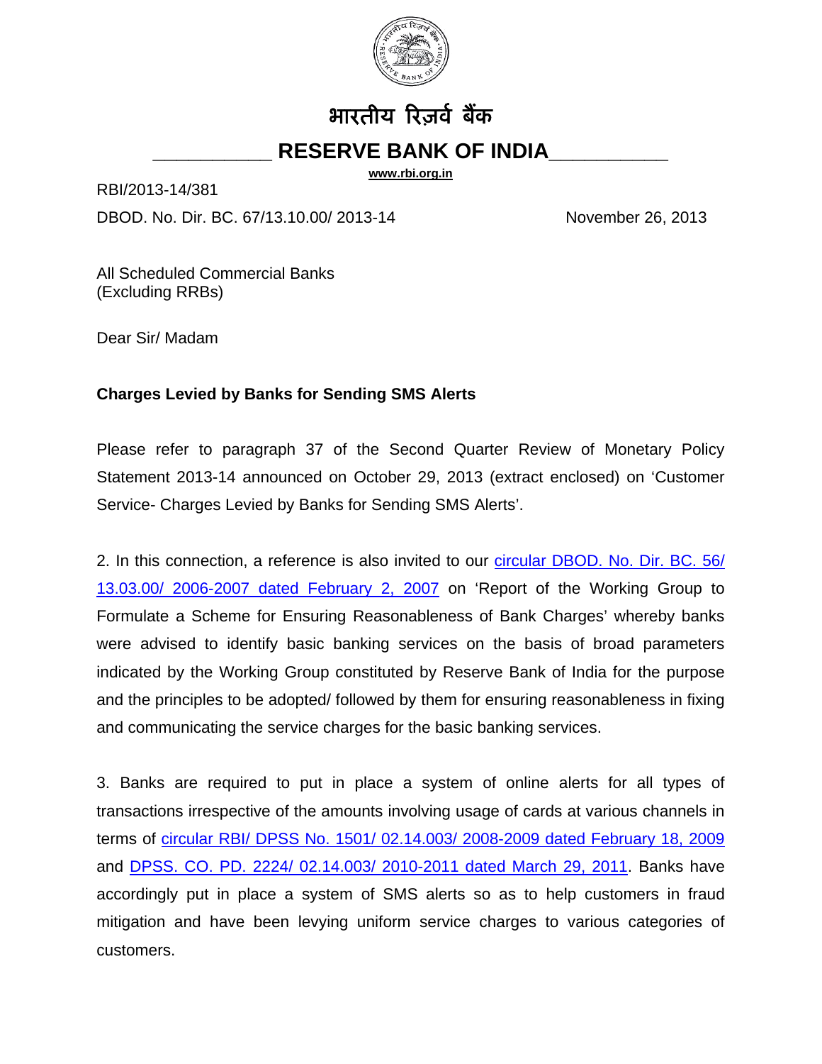भारतीय रिज़र्व बैंक

# RESERVE BANK OF INDIA

www.rbi.org.in

RBI/2013-14/381

DBOD. No. Dir. BC. 67/13.10.00/ 2013-14 November 26, 2013

All Scheduled Commercial Banks
(Excluding RRBs)

Dear Sir/ Madam

**Charges Levied by Banks for Sending SMS Alerts**

Please refer to paragraph 37 of the Second Quarter Review of Monetary Policy Statement 2013-14 announced on October 29, 2013 (extract enclosed) on 'Customer Service- Charges Levied by Banks for Sending SMS Alerts'.

2. In this connection, a reference is also invited to our circular DBOD. No. Dir. BC. 56/ 13.03.00/ 2006-2007 dated February 2, 2007 on 'Report of the Working Group to Formulate a Scheme for Ensuring Reasonableness of Bank Charges' whereby banks were advised to identify basic banking services on the basis of broad parameters indicated by the Working Group constituted by Reserve Bank of India for the purpose and the principles to be adopted/ followed by them for ensuring reasonableness in fixing and communicating the service charges for the basic banking services.

3. Banks are required to put in place a system of online alerts for all types of transactions irrespective of the amounts involving usage of cards at various channels in terms of circular RBI/ DPSS No. 1501/ 02.14.003/ 2008-2009 dated February 18, 2009 and DPSS. CO. PD. 2224/ 02.14.003/ 2010-2011 dated March 29, 2011. Banks have accordingly put in place a system of SMS alerts so as to help customers in fraud mitigation and have been levying uniform service charges to various categories of customers.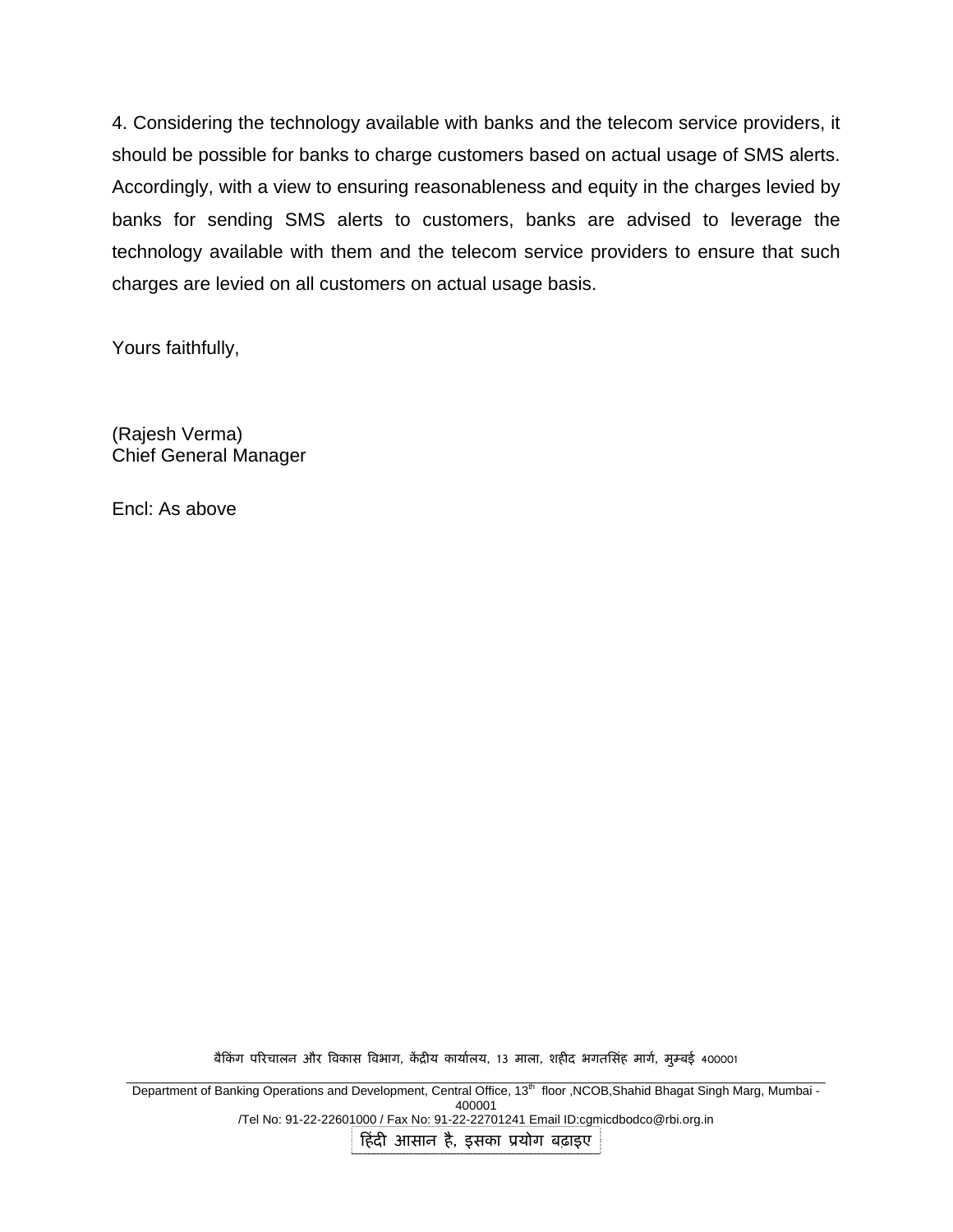4. Considering the technology available with banks and the telecom service providers, it should be possible for banks to charge customers based on actual usage of SMS alerts. Accordingly, with a view to ensuring reasonableness and equity in the charges levied by banks for sending SMS alerts to customers, banks are advised to leverage the technology available with them and the telecom service providers to ensure that such charges are levied on all customers on actual usage basis.

Yours faithfully,

(Rajesh Verma)
Chief General Manager

Encl: As above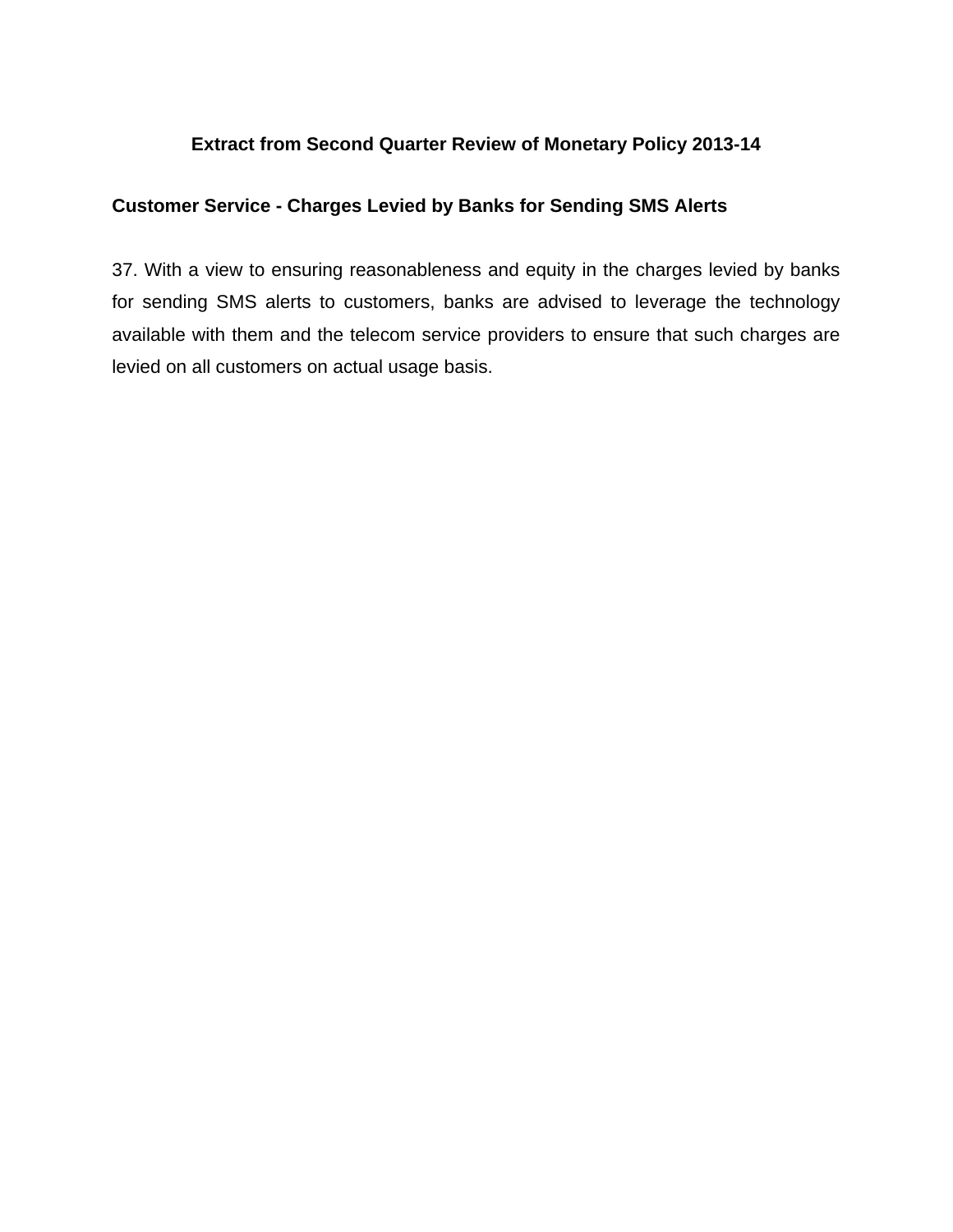## Extract from Second Quarter Review of Monetary Policy 2013-14

### Customer Service - Charges Levied by Banks for Sending SMS Alerts

37. With a view to ensuring reasonableness and equity in the charges levied by banks for sending SMS alerts to customers, banks are advised to leverage the technology available with them and the telecom service providers to ensure that such charges are levied on all customers on actual usage basis.